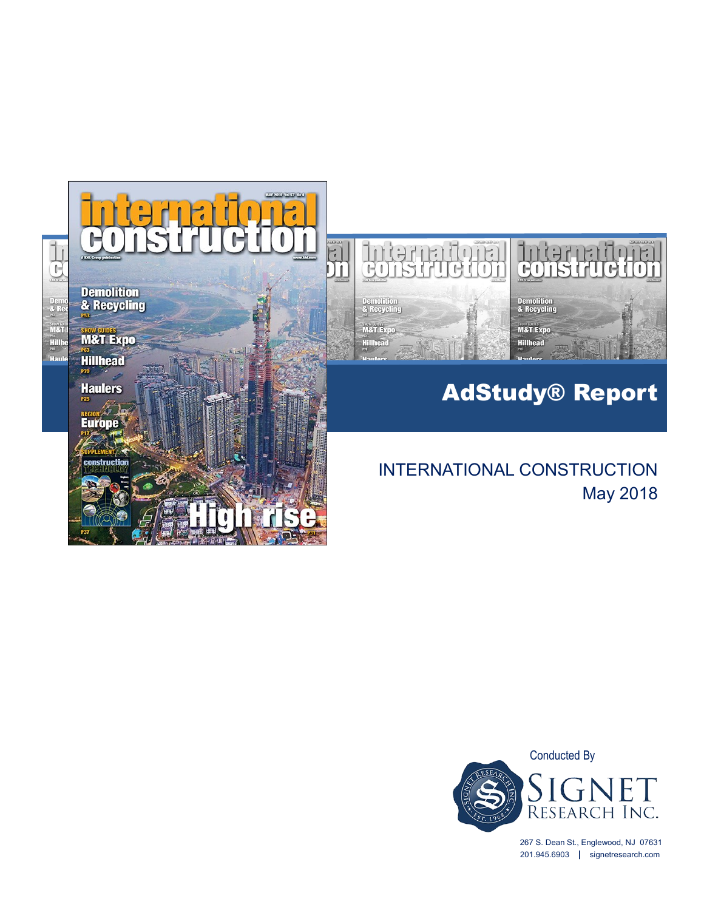# AdStudy® Report

## INTERNATIONAL CONSTRUCTION
May 2018

Conducted By

SIGNET RESEARCH INC.

267 S. Dean St., Englewood, NJ 07631
201.945.6903 | signetresearch.com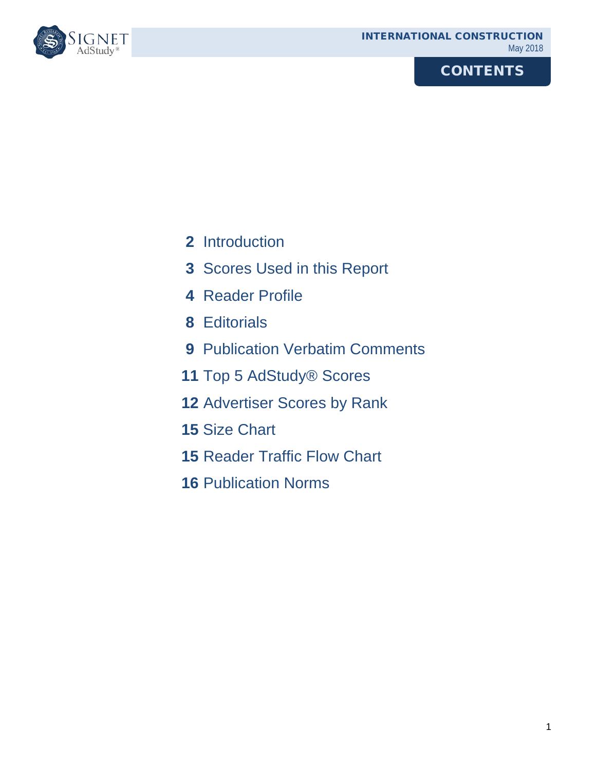# CONTENTS

| Page | Section |
|---|---|
| **2** | Introduction |
| **3** | Scores Used in this Report |
| **4** | Reader Profile |
| **8** | Editorials |
| **9** | Publication Verbatim Comments |
| **11** | Top 5 AdStudy® Scores |
| **12** | Advertiser Scores by Rank |
| **15** | Size Chart |
| **15** | Reader Traffic Flow Chart |
| **16** | Publication Norms |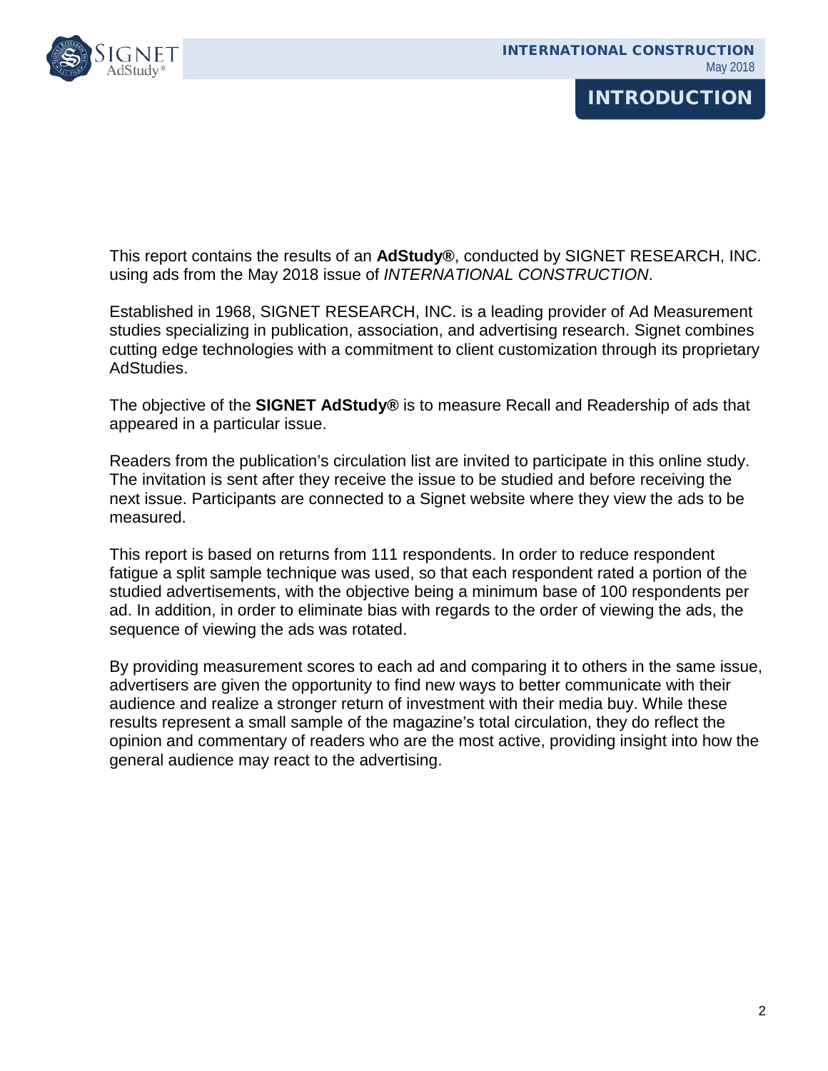# INTRODUCTION

This report contains the results of an **AdStudy®**, conducted by SIGNET RESEARCH, INC. using ads from the May 2018 issue of *INTERNATIONAL CONSTRUCTION*.

Established in 1968, SIGNET RESEARCH, INC. is a leading provider of Ad Measurement studies specializing in publication, association, and advertising research. Signet combines cutting edge technologies with a commitment to client customization through its proprietary AdStudies.

The objective of the **SIGNET AdStudy®** is to measure Recall and Readership of ads that appeared in a particular issue.

Readers from the publication's circulation list are invited to participate in this online study. The invitation is sent after they receive the issue to be studied and before receiving the next issue. Participants are connected to a Signet website where they view the ads to be measured.

This report is based on returns from 111 respondents. In order to reduce respondent fatigue a split sample technique was used, so that each respondent rated a portion of the studied advertisements, with the objective being a minimum base of 100 respondents per ad. In addition, in order to eliminate bias with regards to the order of viewing the ads, the sequence of viewing the ads was rotated.

By providing measurement scores to each ad and comparing it to others in the same issue, advertisers are given the opportunity to find new ways to better communicate with their audience and realize a stronger return of investment with their media buy. While these results represent a small sample of the magazine's total circulation, they do reflect the opinion and commentary of readers who are the most active, providing insight into how the general audience may react to the advertising.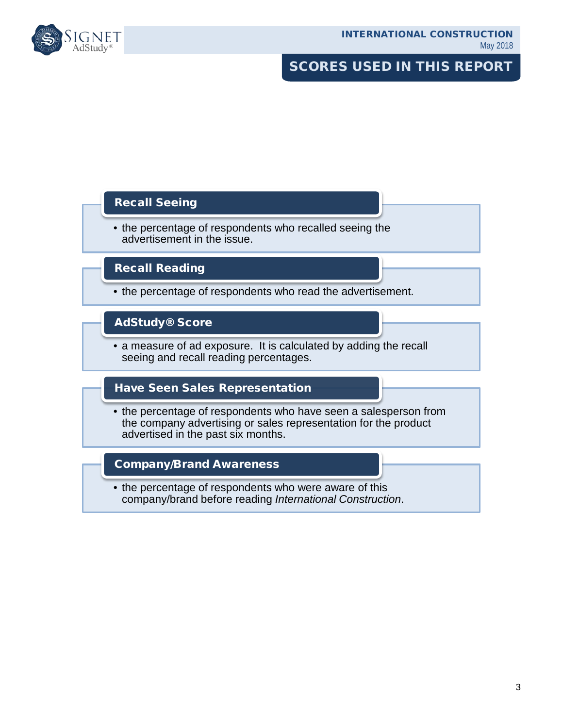# SCORES USED IN THIS REPORT

## Recall Seeing

- the percentage of respondents who recalled seeing the advertisement in the issue.

## Recall Reading

- the percentage of respondents who read the advertisement.

## AdStudy® Score

- a measure of ad exposure. It is calculated by adding the recall seeing and recall reading percentages.

## Have Seen Sales Representation

- the percentage of respondents who have seen a salesperson from the company advertising or sales representation for the product advertised in the past six months.

## Company/Brand Awareness

- the percentage of respondents who were aware of this company/brand before reading *International Construction*.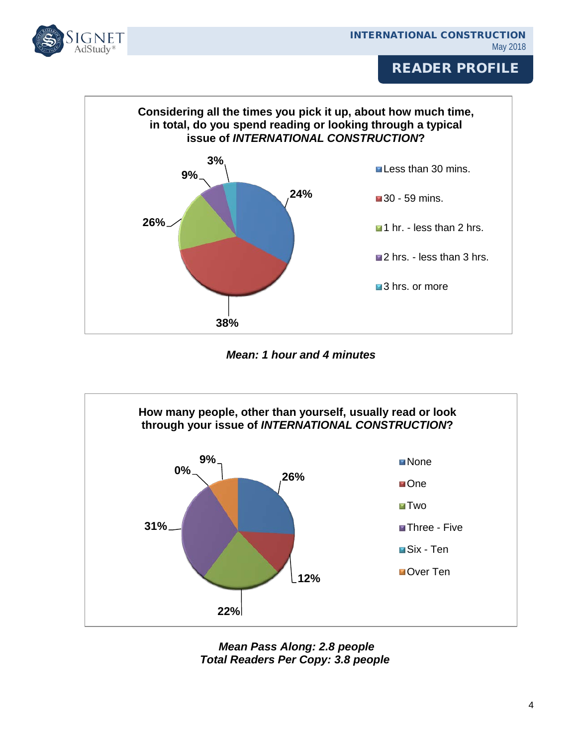## READER PROFILE

**Considering all the times you pick it up, about how much time, in total, do you spend reading or looking through a typical issue of *INTERNATIONAL CONSTRUCTION*?**

| Time | % |
|---|---|
| Less than 30 mins. | 24% |
| 30 - 59 mins. | 38% |
| 1 hr. - less than 2 hrs. | 26% |
| 2 hrs. - less than 3 hrs. | 9% |
| 3 hrs. or more | 3% |

***Mean: 1 hour and 4 minutes***

**How many people, other than yourself, usually read or look through your issue of *INTERNATIONAL CONSTRUCTION*?**

| Number of people | % |
|---|---|
| None | 26% |
| One | 12% |
| Two | 22% |
| Three - Five | 31% |
| Six - Ten | 0% |
| Over Ten | 9% |

***Mean Pass Along: 2.8 people***
***Total Readers Per Copy: 3.8 people***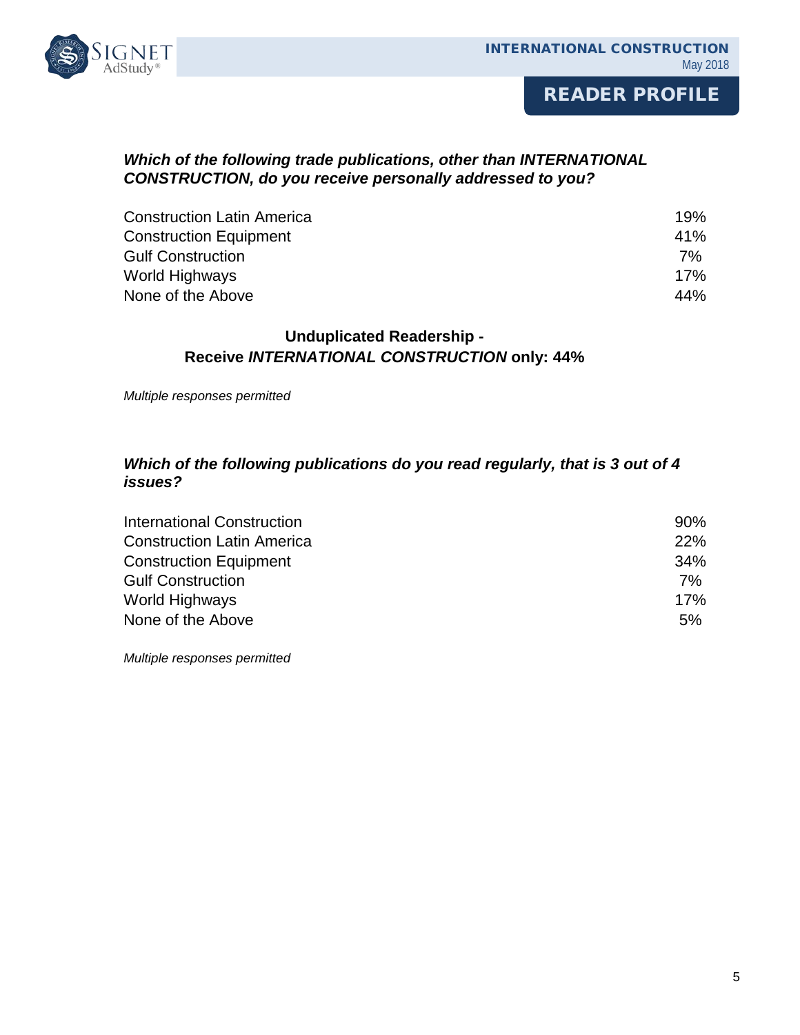## READER PROFILE

### *Which of the following trade publications, other than INTERNATIONAL CONSTRUCTION, do you receive personally addressed to you?*

| Publication | % |
|---|---|
| Construction Latin America | 19% |
| Construction Equipment | 41% |
| Gulf Construction | 7% |
| World Highways | 17% |
| None of the Above | 44% |

**Unduplicated Readership -**
**Receive *INTERNATIONAL CONSTRUCTION* only: 44%**

*Multiple responses permitted*

### *Which of the following publications do you read regularly, that is 3 out of 4 issues?*

| Publication | % |
|---|---|
| International Construction | 90% |
| Construction Latin America | 22% |
| Construction Equipment | 34% |
| Gulf Construction | 7% |
| World Highways | 17% |
| None of the Above | 5% |

*Multiple responses permitted*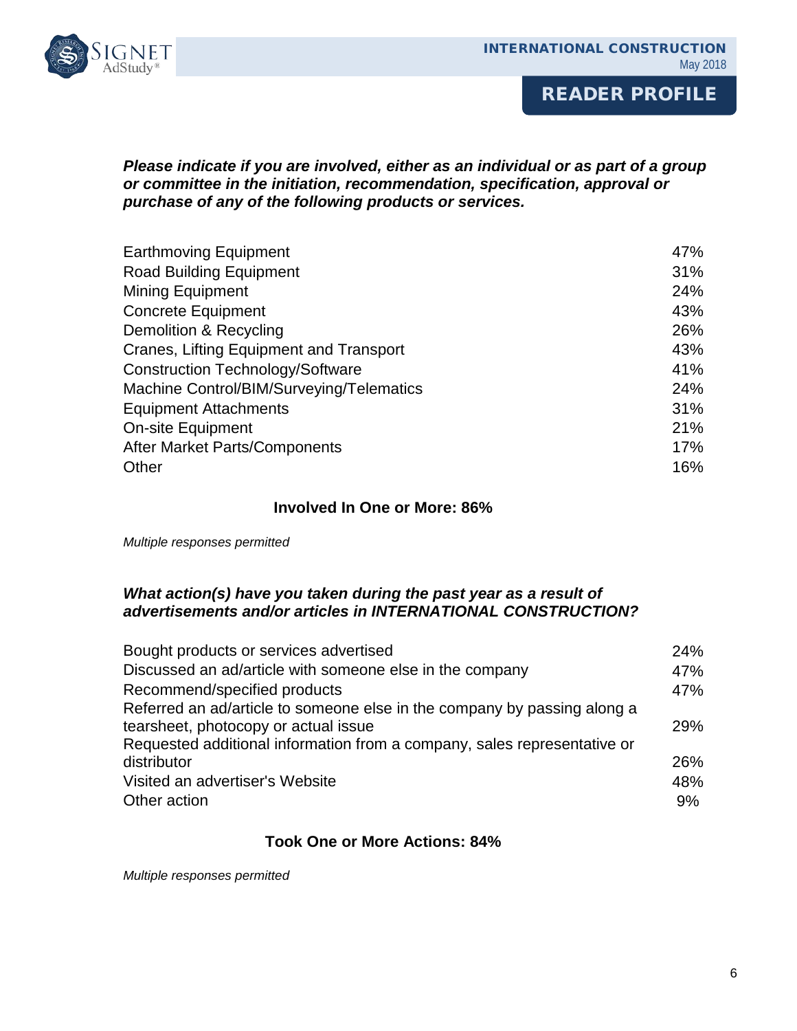## READER PROFILE

***Please indicate if you are involved, either as an individual or as part of a group or committee in the initiation, recommendation, specification, approval or purchase of any of the following products or services.***

| | |
|---|---|
| Earthmoving Equipment | 47% |
| Road Building Equipment | 31% |
| Mining Equipment | 24% |
| Concrete Equipment | 43% |
| Demolition & Recycling | 26% |
| Cranes, Lifting Equipment and Transport | 43% |
| Construction Technology/Software | 41% |
| Machine Control/BIM/Surveying/Telematics | 24% |
| Equipment Attachments | 31% |
| On-site Equipment | 21% |
| After Market Parts/Components | 17% |
| Other | 16% |

**Involved In One or More: 86%**

*Multiple responses permitted*

***What action(s) have you taken during the past year as a result of advertisements and/or articles in INTERNATIONAL CONSTRUCTION?***

| | |
|---|---|
| Bought products or services advertised | 24% |
| Discussed an ad/article with someone else in the company | 47% |
| Recommend/specified products | 47% |
| Referred an ad/article to someone else in the company by passing along a tearsheet, photocopy or actual issue | 29% |
| Requested additional information from a company, sales representative or distributor | 26% |
| Visited an advertiser's Website | 48% |
| Other action | 9% |

**Took One or More Actions: 84%**

*Multiple responses permitted*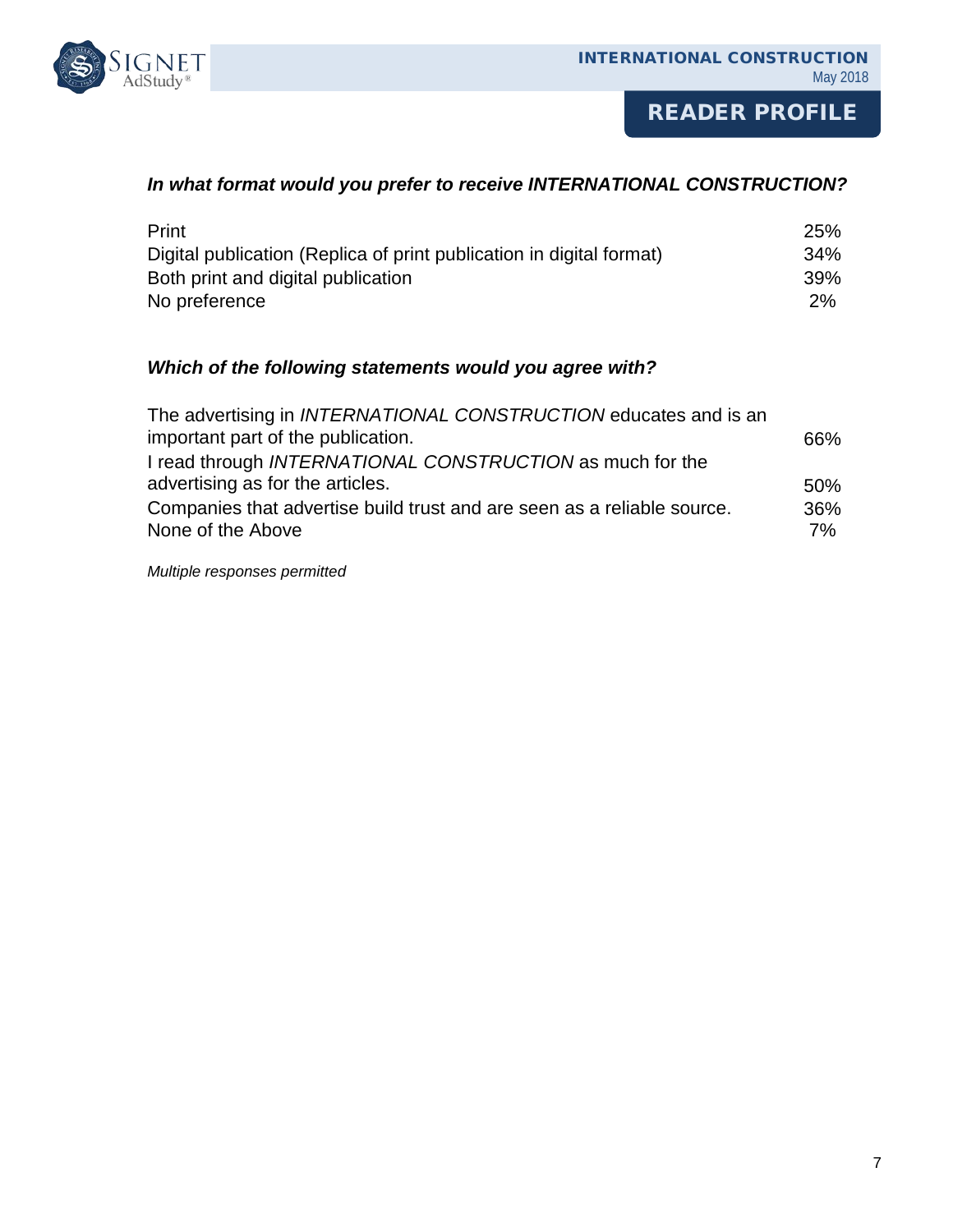# READER PROFILE

***In what format would you prefer to receive INTERNATIONAL CONSTRUCTION?***

| | |
|---|---|
| Print | 25% |
| Digital publication (Replica of print publication in digital format) | 34% |
| Both print and digital publication | 39% |
| No preference | 2% |

***Which of the following statements would you agree with?***

| | |
|---|---|
| The advertising in *INTERNATIONAL CONSTRUCTION* educates and is an important part of the publication. | 66% |
| I read through *INTERNATIONAL CONSTRUCTION* as much for the advertising as for the articles. | 50% |
| Companies that advertise build trust and are seen as a reliable source. | 36% |
| None of the Above | 7% |

*Multiple responses permitted*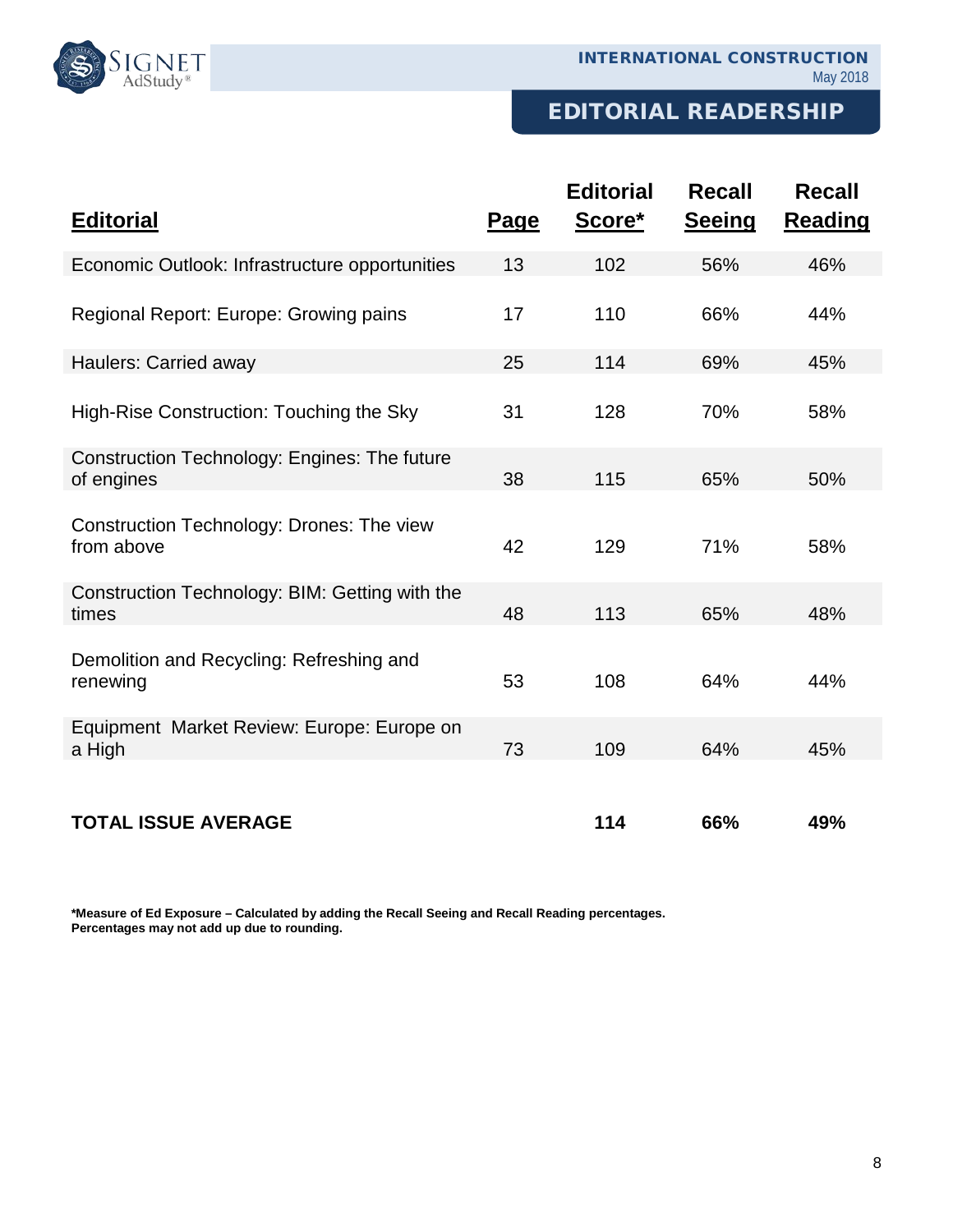# EDITORIAL READERSHIP

| Editorial | Page | Editorial Score* | Recall Seeing | Recall Reading |
|---|---|---|---|---|
| Economic Outlook: Infrastructure opportunities | 13 | 102 | 56% | 46% |
| Regional Report: Europe: Growing pains | 17 | 110 | 66% | 44% |
| Haulers: Carried away | 25 | 114 | 69% | 45% |
| High-Rise Construction: Touching the Sky | 31 | 128 | 70% | 58% |
| Construction Technology: Engines: The future of engines | 38 | 115 | 65% | 50% |
| Construction Technology: Drones: The view from above | 42 | 129 | 71% | 58% |
| Construction Technology: BIM: Getting with the times | 48 | 113 | 65% | 48% |
| Demolition and Recycling: Refreshing and renewing | 53 | 108 | 64% | 44% |
| Equipment Market Review: Europe: Europe on a High | 73 | 109 | 64% | 45% |
| **TOTAL ISSUE AVERAGE** | | **114** | **66%** | **49%** |

**\*Measure of Ed Exposure – Calculated by adding the Recall Seeing and Recall Reading percentages.**
**Percentages may not add up due to rounding.**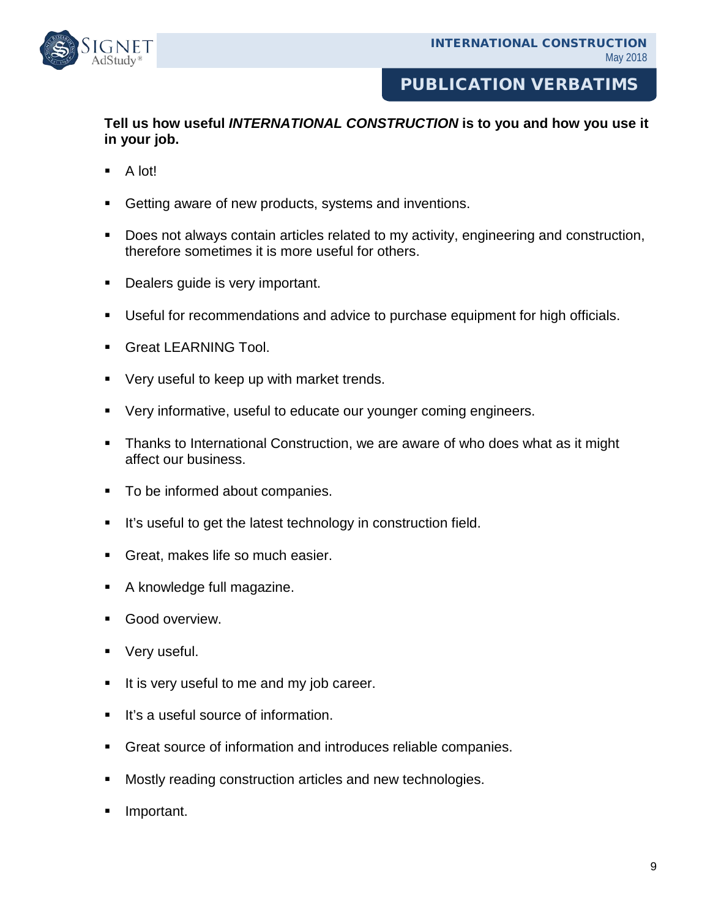## PUBLICATION VERBATIMS

**Tell us how useful *INTERNATIONAL CONSTRUCTION* is to you and how you use it in your job.**

- A lot!
- Getting aware of new products, systems and inventions.
- Does not always contain articles related to my activity, engineering and construction, therefore sometimes it is more useful for others.
- Dealers guide is very important.
- Useful for recommendations and advice to purchase equipment for high officials.
- Great LEARNING Tool.
- Very useful to keep up with market trends.
- Very informative, useful to educate our younger coming engineers.
- Thanks to International Construction, we are aware of who does what as it might affect our business.
- To be informed about companies.
- It's useful to get the latest technology in construction field.
- Great, makes life so much easier.
- A knowledge full magazine.
- Good overview.
- Very useful.
- It is very useful to me and my job career.
- It's a useful source of information.
- Great source of information and introduces reliable companies.
- Mostly reading construction articles and new technologies.
- Important.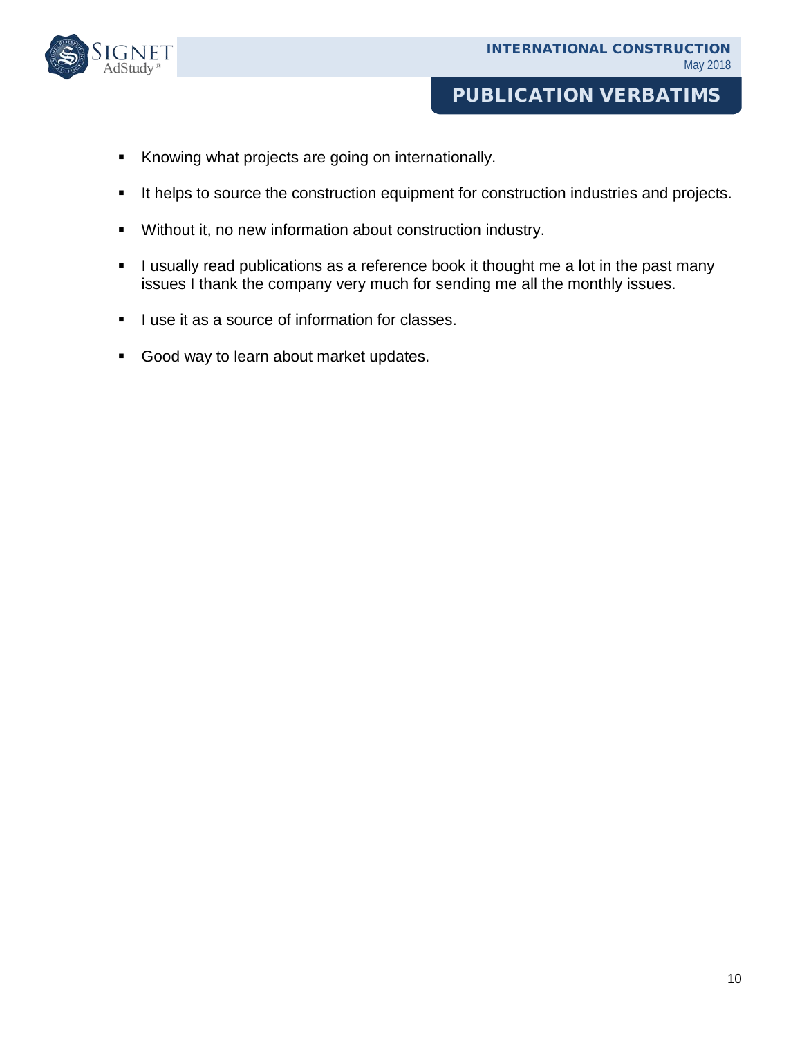## PUBLICATION VERBATIMS

- Knowing what projects are going on internationally.
- It helps to source the construction equipment for construction industries and projects.
- Without it, no new information about construction industry.
- I usually read publications as a reference book it thought me a lot in the past many issues I thank the company very much for sending me all the monthly issues.
- I use it as a source of information for classes.
- Good way to learn about market updates.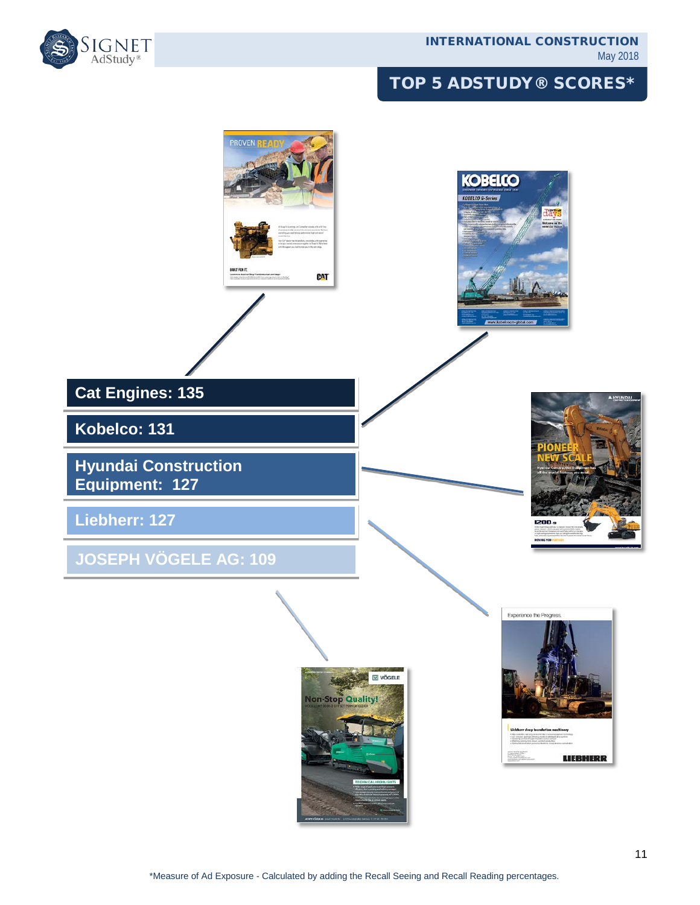INTERNATIONAL CONSTRUCTION
May 2018

## TOP 5 ADSTUDY® SCORES*

**Cat Engines: 135**

**Kobelco: 131**

**Hyundai Construction Equipment: 127**

**Liebherr: 127**

**JOSEPH VÖGELE AG: 109**

*Measure of Ad Exposure - Calculated by adding the Recall Seeing and Recall Reading percentages.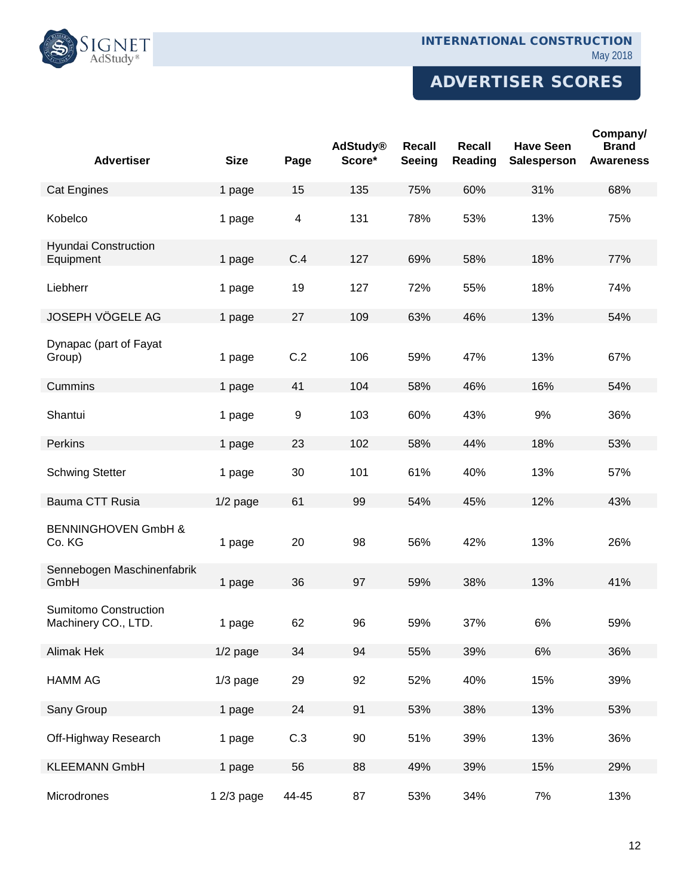# INTERNATIONAL CONSTRUCTION

May 2018

## ADVERTISER SCORES

| Advertiser | Size | Page | AdStudy® Score* | Recall Seeing | Recall Reading | Have Seen Salesperson | Company/ Brand Awareness |
|---|---|---|---|---|---|---|---|
| Cat Engines | 1 page | 15 | 135 | 75% | 60% | 31% | 68% |
| Kobelco | 1 page | 4 | 131 | 78% | 53% | 13% | 75% |
| Hyundai Construction Equipment | 1 page | C.4 | 127 | 69% | 58% | 18% | 77% |
| Liebherr | 1 page | 19 | 127 | 72% | 55% | 18% | 74% |
| JOSEPH VÖGELE AG | 1 page | 27 | 109 | 63% | 46% | 13% | 54% |
| Dynapac (part of Fayat Group) | 1 page | C.2 | 106 | 59% | 47% | 13% | 67% |
| Cummins | 1 page | 41 | 104 | 58% | 46% | 16% | 54% |
| Shantui | 1 page | 9 | 103 | 60% | 43% | 9% | 36% |
| Perkins | 1 page | 23 | 102 | 58% | 44% | 18% | 53% |
| Schwing Stetter | 1 page | 30 | 101 | 61% | 40% | 13% | 57% |
| Bauma CTT Rusia | 1/2 page | 61 | 99 | 54% | 45% | 12% | 43% |
| BENNINGHOVEN GmbH & Co. KG | 1 page | 20 | 98 | 56% | 42% | 13% | 26% |
| Sennebogen Maschinenfabrik GmbH | 1 page | 36 | 97 | 59% | 38% | 13% | 41% |
| Sumitomo Construction Machinery CO., LTD. | 1 page | 62 | 96 | 59% | 37% | 6% | 59% |
| Alimak Hek | 1/2 page | 34 | 94 | 55% | 39% | 6% | 36% |
| HAMM AG | 1/3 page | 29 | 92 | 52% | 40% | 15% | 39% |
| Sany Group | 1 page | 24 | 91 | 53% | 38% | 13% | 53% |
| Off-Highway Research | 1 page | C.3 | 90 | 51% | 39% | 13% | 36% |
| KLEEMANN GmbH | 1 page | 56 | 88 | 49% | 39% | 15% | 29% |
| Microdrones | 1 2/3 page | 44-45 | 87 | 53% | 34% | 7% | 13% |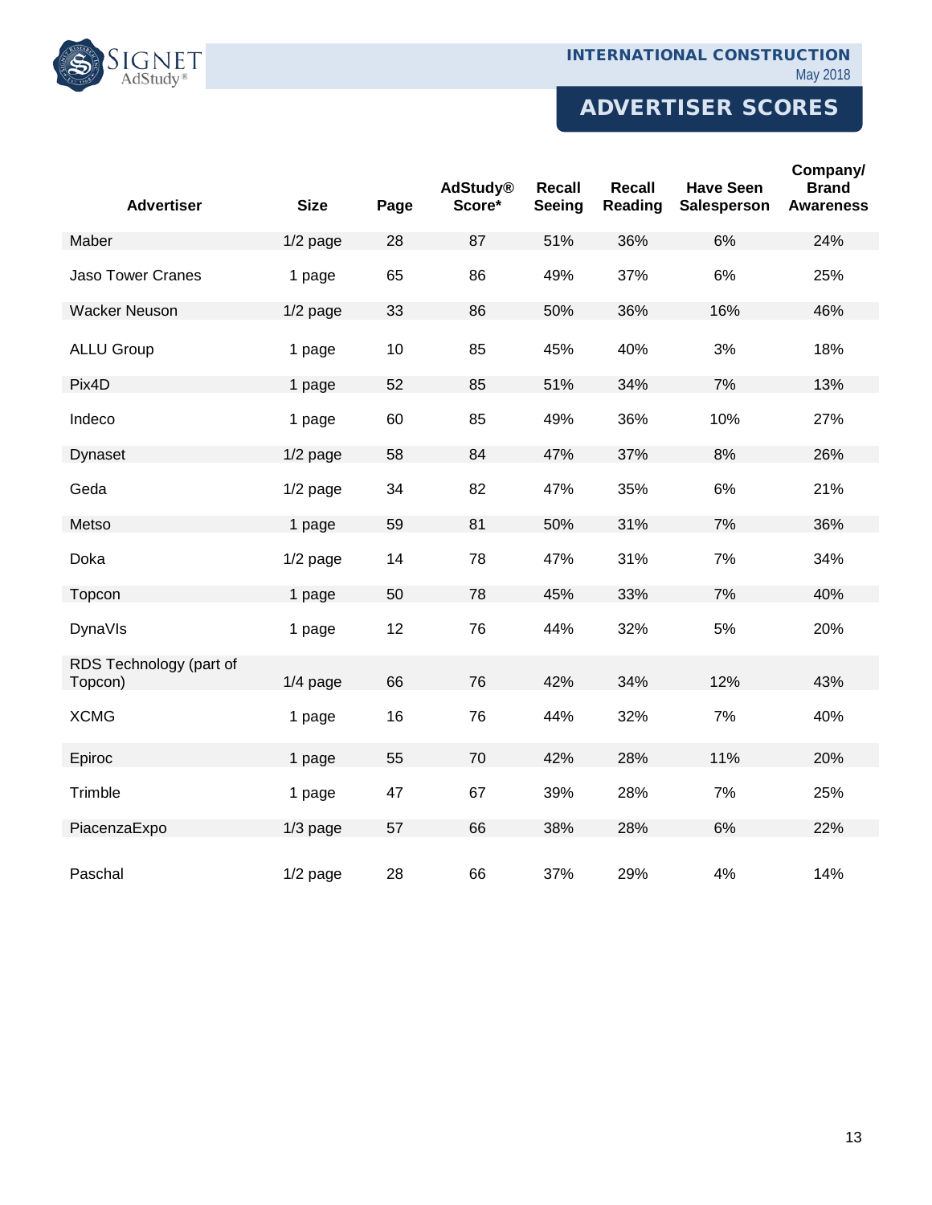## INTERNATIONAL CONSTRUCTION

May 2018

# ADVERTISER SCORES

| Advertiser | Size | Page | AdStudy® Score* | Recall Seeing | Recall Reading | Have Seen Salesperson | Company/ Brand Awareness |
|---|---|---|---|---|---|---|---|
| Maber | 1/2 page | 28 | 87 | 51% | 36% | 6% | 24% |
| Jaso Tower Cranes | 1 page | 65 | 86 | 49% | 37% | 6% | 25% |
| Wacker Neuson | 1/2 page | 33 | 86 | 50% | 36% | 16% | 46% |
| ALLU Group | 1 page | 10 | 85 | 45% | 40% | 3% | 18% |
| Pix4D | 1 page | 52 | 85 | 51% | 34% | 7% | 13% |
| Indeco | 1 page | 60 | 85 | 49% | 36% | 10% | 27% |
| Dynaset | 1/2 page | 58 | 84 | 47% | 37% | 8% | 26% |
| Geda | 1/2 page | 34 | 82 | 47% | 35% | 6% | 21% |
| Metso | 1 page | 59 | 81 | 50% | 31% | 7% | 36% |
| Doka | 1/2 page | 14 | 78 | 47% | 31% | 7% | 34% |
| Topcon | 1 page | 50 | 78 | 45% | 33% | 7% | 40% |
| DynaVIs | 1 page | 12 | 76 | 44% | 32% | 5% | 20% |
| RDS Technology (part of Topcon) | 1/4 page | 66 | 76 | 42% | 34% | 12% | 43% |
| XCMG | 1 page | 16 | 76 | 44% | 32% | 7% | 40% |
| Epiroc | 1 page | 55 | 70 | 42% | 28% | 11% | 20% |
| Trimble | 1 page | 47 | 67 | 39% | 28% | 7% | 25% |
| PiacenzaExpo | 1/3 page | 57 | 66 | 38% | 28% | 6% | 22% |
| Paschal | 1/2 page | 28 | 66 | 37% | 29% | 4% | 14% |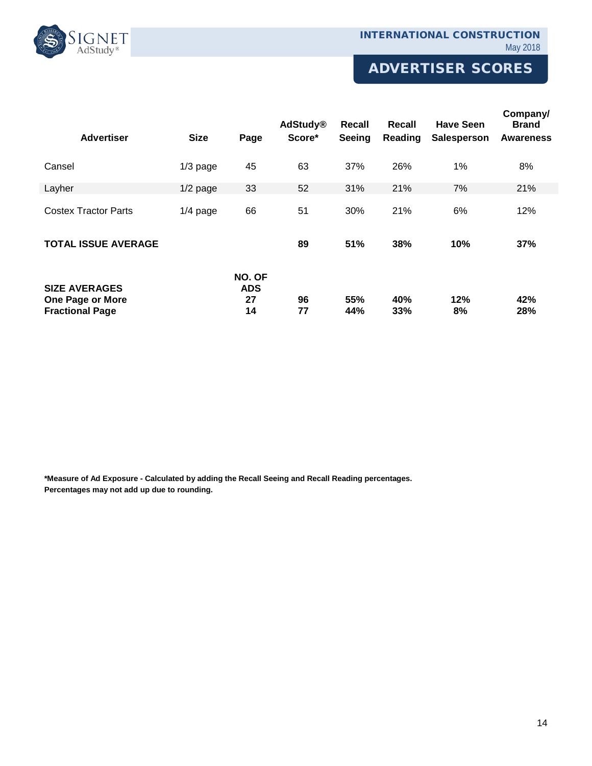INTERNATIONAL CONSTRUCTION
May 2018

## ADVERTISER SCORES

| Advertiser | Size | Page | AdStudy® Score* | Recall Seeing | Recall Reading | Have Seen Salesperson | Company/ Brand Awareness |
|---|---|---|---|---|---|---|---|
| Cansel | 1/3 page | 45 | 63 | 37% | 26% | 1% | 8% |
| Layher | 1/2 page | 33 | 52 | 31% | 21% | 7% | 21% |
| Costex Tractor Parts | 1/4 page | 66 | 51 | 30% | 21% | 6% | 12% |
| **TOTAL ISSUE AVERAGE** | | | **89** | **51%** | **38%** | **10%** | **37%** |
| **SIZE AVERAGES** | | **NO. OF ADS** | | | | | |
| **One Page or More** | | **27** | **96** | **55%** | **40%** | **12%** | **42%** |
| **Fractional Page** | | **14** | **77** | **44%** | **33%** | **8%** | **28%** |

**\*Measure of Ad Exposure - Calculated by adding the Recall Seeing and Recall Reading percentages.**
**Percentages may not add up due to rounding.**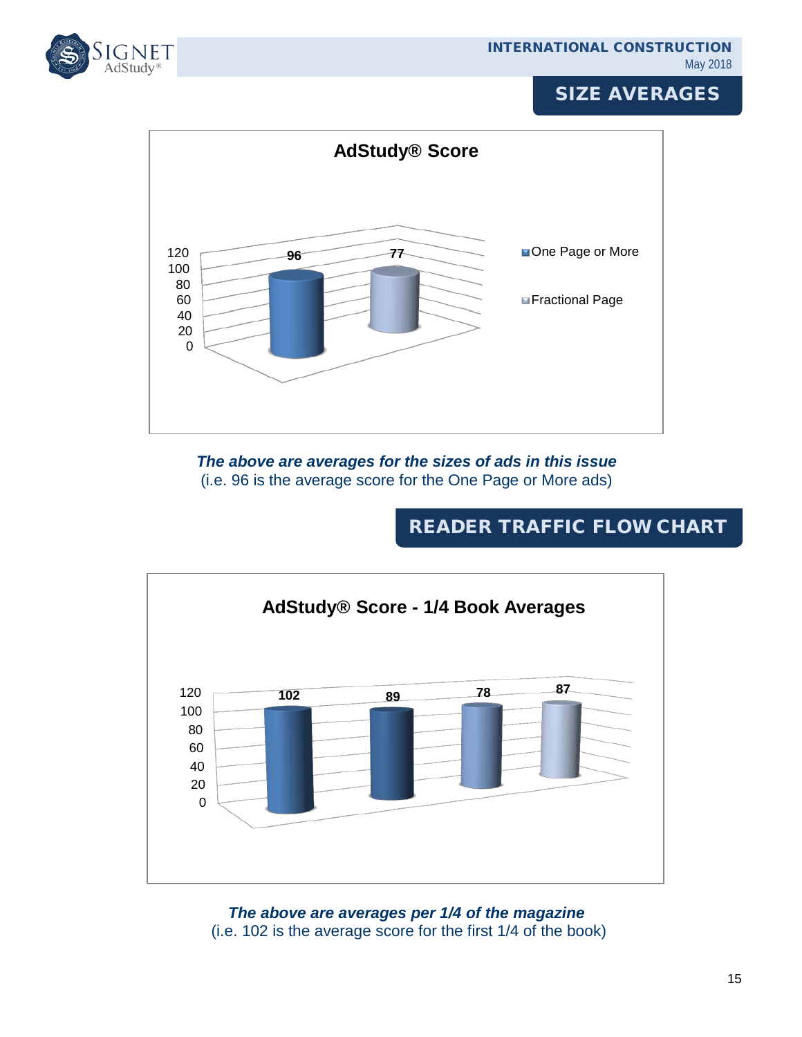## SIZE AVERAGES

**AdStudy® Score**

| | Score |
|---|---|
| One Page or More | 96 |
| Fractional Page | 77 |

***The above are averages for the sizes of ads in this issue***
(i.e. 96 is the average score for the One Page or More ads)

## READER TRAFFIC FLOW CHART

**AdStudy® Score - 1/4 Book Averages**

| 1st 1/4 | 2nd 1/4 | 3rd 1/4 | 4th 1/4 |
|---|---|---|---|
| 102 | 89 | 78 | 87 |

***The above are averages per 1/4 of the magazine***
(i.e. 102 is the average score for the first 1/4 of the book)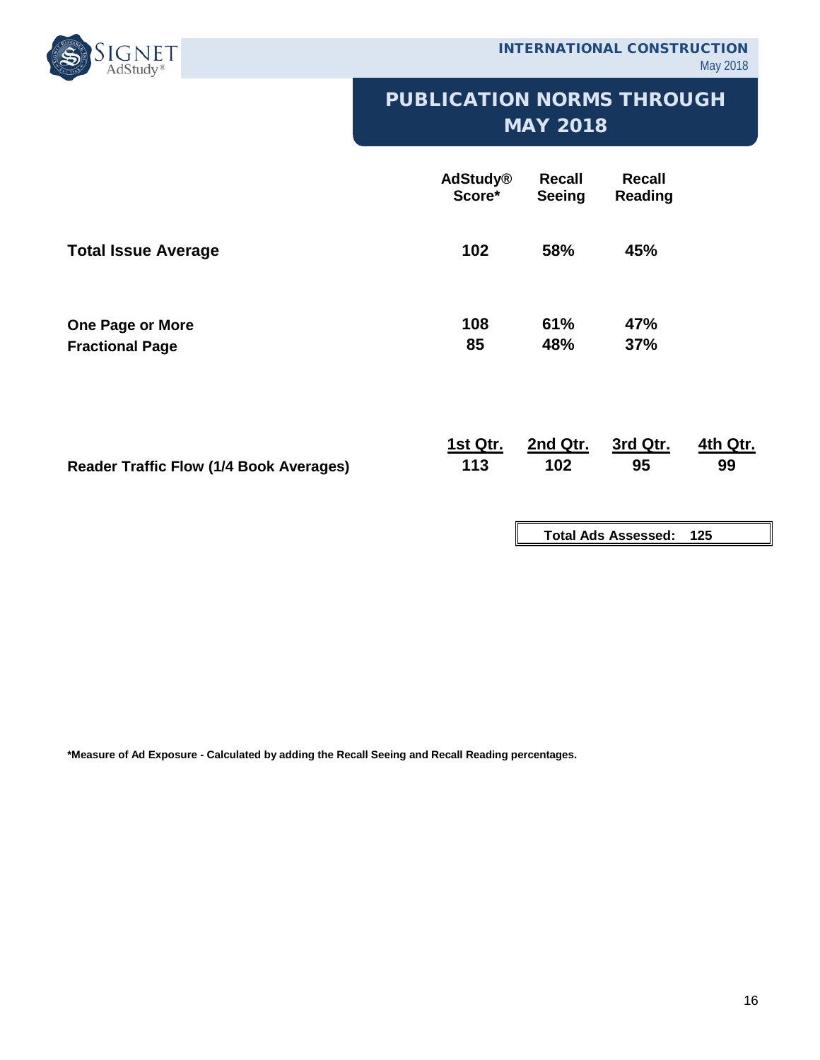# PUBLICATION NORMS THROUGH MAY 2018

| | AdStudy® Score* | Recall Seeing | Recall Reading |
|---|---|---|---|
| **Total Issue Average** | **102** | **58%** | **45%** |
| **One Page or More** | **108** | **61%** | **47%** |
| **Fractional Page** | **85** | **48%** | **37%** |

| | 1st Qtr. | 2nd Qtr. | 3rd Qtr. | 4th Qtr. |
|---|---|---|---|---|
| **Reader Traffic Flow (1/4 Book Averages)** | **113** | **102** | **95** | **99** |

**Total Ads Assessed: 125**

**\*Measure of Ad Exposure - Calculated by adding the Recall Seeing and Recall Reading percentages.**